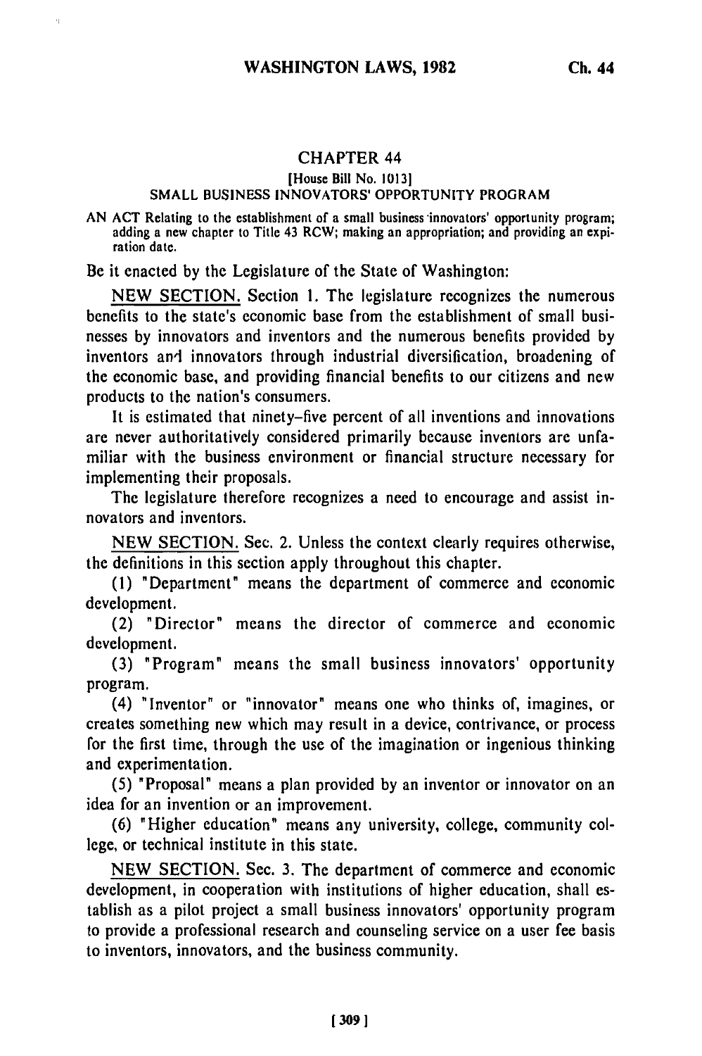## CHAPTER 44

[House Bill No. 1013]

### SMALL BUSINESS INNOVATORS' OPPORTUNITY PROGRAM

AN ACT Relating to the establishment of a small business innovators' opportunity program; adding a new chapter to Title 43 RCW; making an appropriation; and providing an expiration date.

Be it enacted by the Legislature of the State of Washington:

NEW SECTION. Section 1. The legislature recognizes the numerous benefits to the state's economic base from the establishment of small businesses by innovators and inventors and the numerous benefits provided by inventors and innovators through industrial diversification, broadening of the economic base, and providing financial benefits to our citizens and new products to the nation's consumers.

It is estimated that ninety-five percent of all inventions and innovations are never authoritatively considered primarily because inventors are unfamiliar with the business environment or financial structure necessary for implementing their proposals.

The legislature therefore recognizes a need to encourage and assist innovators and inventors.

NEW SECTION. Sec. 2. Unless the context clearly requires otherwise, the definitions in this section apply throughout this chapter.

(1) "Department" means the department of commerce and economic development.

(2) "Director" means the director of commerce and economic development.

(3) "Program" means the small business innovators' opportunity program.

(4) "Inventor" or "innovator" means one who thinks of, imagines, or creates something new which may result in a device, contrivance, or process for the first time, through the use of the imagination or ingenious thinking and experimentation.

(5) "Proposal" means a plan provided by an inventor or innovator on an idea for an invention or an improvement.

(6) "Higher education" means any university, college, community college, or technical institute in this state.

NEW SECTION. Sec. 3. The department of commerce and economic development, in cooperation with institutions of higher education, shall establish as a pilot project a small business innovators' opportunity program to provide a professional research and counseling service on a user fee basis to inventors, innovators, and the business community.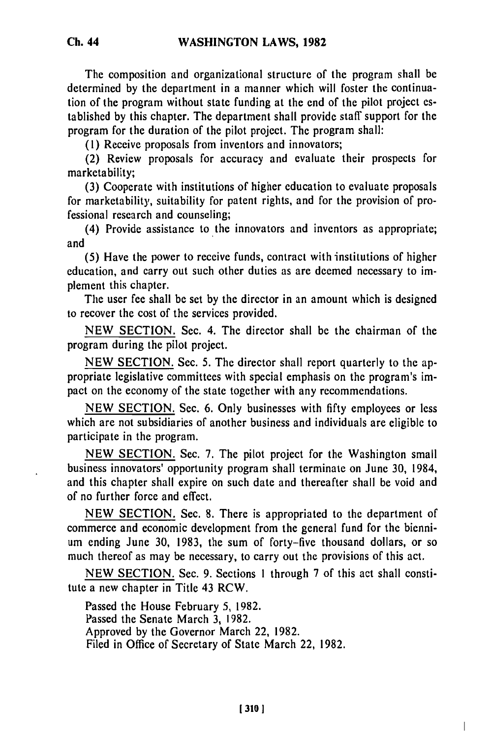The composition and organizational structure of the program shall be determined by the department in a manner which will foster the continuation of the program without state funding at the end of the pilot project established by this chapter. The department shall provide staff support for the program for the duration of the pilot project. The program shall:

(1) Receive proposals from inventors and innovators;

(2) Review proposals for accuracy and evaluate their prospects for marketability;

(3) Cooperate with institutions of higher education to evaluate proposals for marketability, suitability for patent rights, and for the provision of professional research and counseling;

(4) Provide assistance to the innovators and inventors as appropriate; and

(5) Have the power to receive funds, contract with institutions of higher education, and carry out such other duties as are deemed necessary to implement this chapter.

The user fee shall be set by the director in an amount which is designed to recover the cost of the services provided.

NEW SECTION. Sec. 4. The director shall be the chairman of the program during the pilot project.

NEW SECTION. Sec. 5. The director shall report quarterly to the appropriate legislative committees with special emphasis on the program's impact on the economy of the state together with any recommendations.

NEW SECTION. Sec. 6. Only businesses with fifty employees or less which are not subsidiaries of another business and individuals are eligible to participate in the program.

NEW SECTION. Sec. 7. The pilot project for the Washington small business innovators' opportunity program shall terminate on June 30, 1984, and this chapter shall expire on such date and thereafter shall be void and of no further force and effect.

NEW SECTION. Sec. 8. There is appropriated to the department of commerce and economic development from the general fund for the biennium ending June 30, 1983, the sum of forty-five thousand dollars, or so much thereof as may be necessary, to carry out the provisions of this act.

NEW SECTION. Sec. 9. Sections 1 through 7 of this act shall constitute a new chapter in Title 43 RCW.

Passed the House February 5, 1982.
Passed the Senate March 3, 1982.
Approved by the Governor March 22, 1982.
Filed in Office of Secretary of State March 22, 1982.